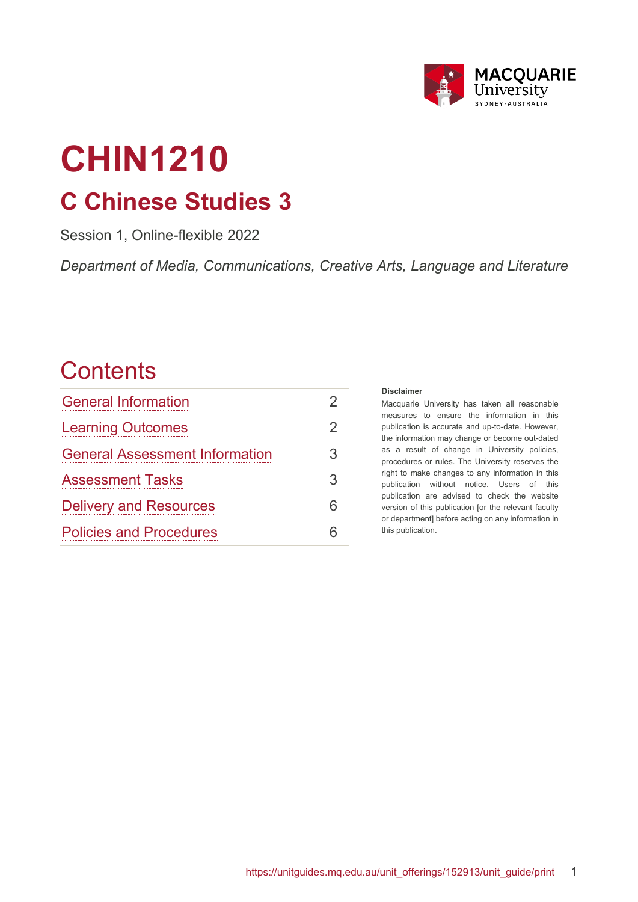# CHIN1210

## C Chinese Studies 3

Session 1, Online-flexible 2022

*Department of Media, Communications, Creative Arts, Language and Literature*

## Contents

| | |
|---|---|
| General Information | 2 |
| Learning Outcomes | 2 |
| General Assessment Information | 3 |
| Assessment Tasks | 3 |
| Delivery and Resources | 6 |
| Policies and Procedures | 6 |

**Disclaimer**

Macquarie University has taken all reasonable measures to ensure the information in this publication is accurate and up-to-date. However, the information may change or become out-dated as a result of change in University policies, procedures or rules. The University reserves the right to make changes to any information in this publication without notice. Users of this publication are advised to check the website version of this publication [or the relevant faculty or department] before acting on any information in this publication.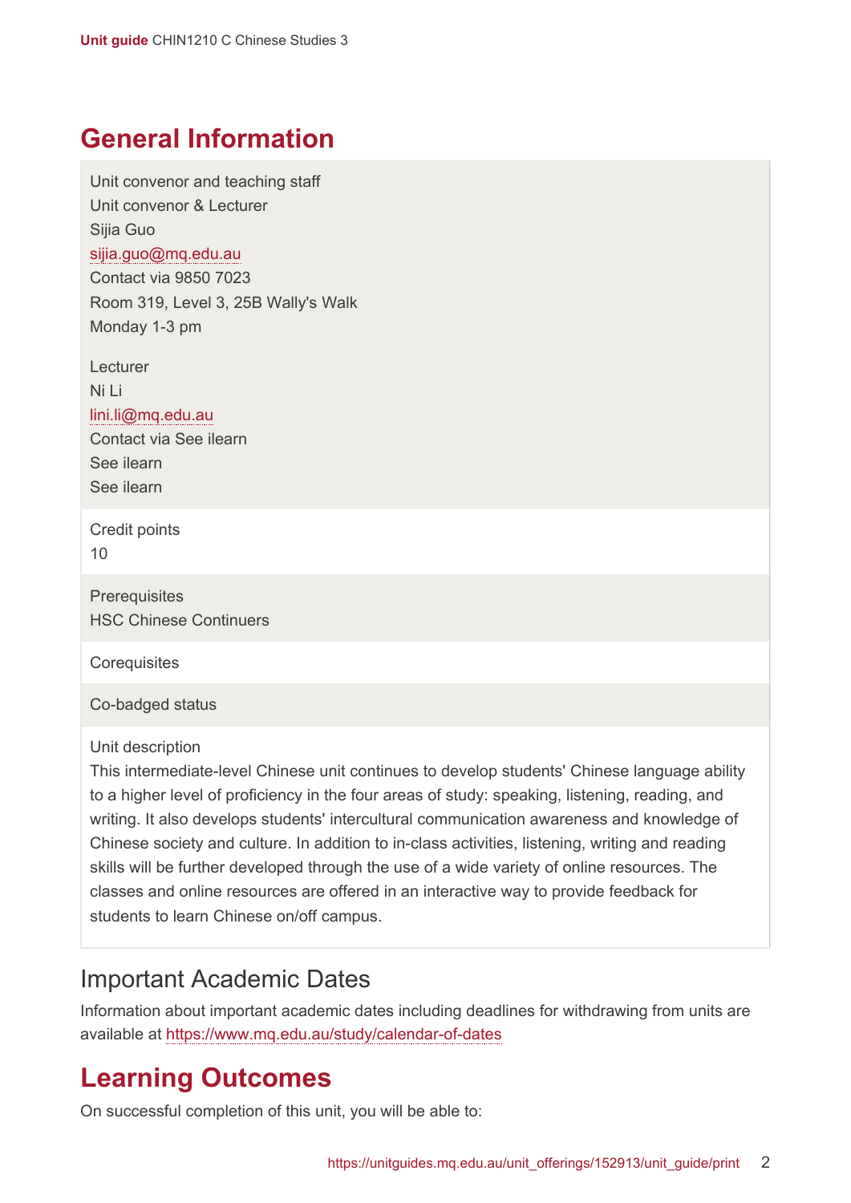# General Information

Unit convenor and teaching staff
Unit convenor & Lecturer
Sijia Guo
sijia.guo@mq.edu.au
Contact via 9850 7023
Room 319, Level 3, 25B Wally's Walk
Monday 1-3 pm

Lecturer
Ni Li
lini.li@mq.edu.au
Contact via See ilearn
See ilearn
See ilearn

Credit points
10

Prerequisites
HSC Chinese Continuers

Corequisites

Co-badged status

Unit description
This intermediate-level Chinese unit continues to develop students' Chinese language ability to a higher level of proficiency in the four areas of study: speaking, listening, reading, and writing. It also develops students' intercultural communication awareness and knowledge of Chinese society and culture. In addition to in-class activities, listening, writing and reading skills will be further developed through the use of a wide variety of online resources. The classes and online resources are offered in an interactive way to provide feedback for students to learn Chinese on/off campus.

## Important Academic Dates

Information about important academic dates including deadlines for withdrawing from units are available at https://www.mq.edu.au/study/calendar-of-dates

# Learning Outcomes

On successful completion of this unit, you will be able to: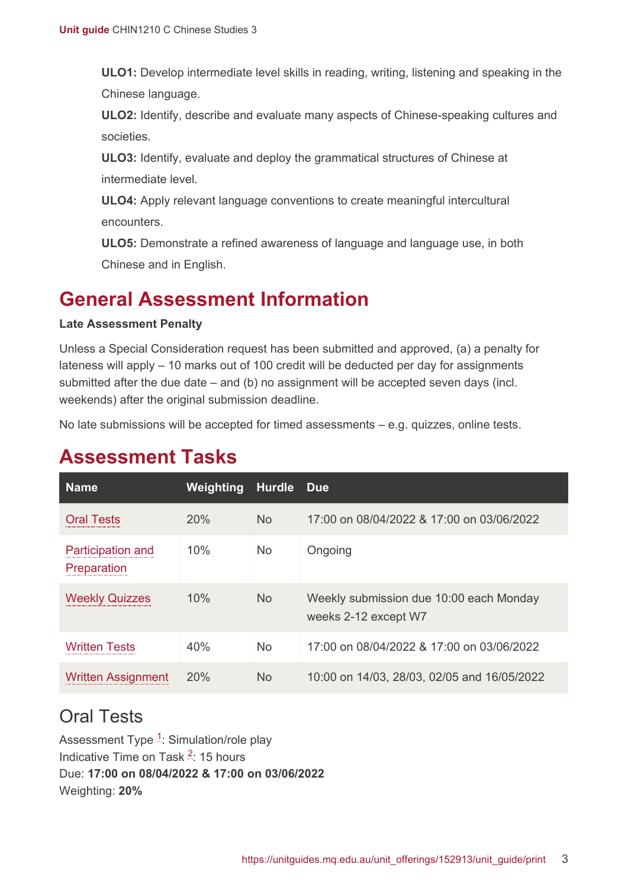**ULO1:** Develop intermediate level skills in reading, writing, listening and speaking in the Chinese language.

**ULO2:** Identify, describe and evaluate many aspects of Chinese-speaking cultures and societies.

**ULO3:** Identify, evaluate and deploy the grammatical structures of Chinese at intermediate level.

**ULO4:** Apply relevant language conventions to create meaningful intercultural encounters.

**ULO5:** Demonstrate a refined awareness of language and language use, in both Chinese and in English.

# General Assessment Information

**Late Assessment Penalty**

Unless a Special Consideration request has been submitted and approved, (a) a penalty for lateness will apply – 10 marks out of 100 credit will be deducted per day for assignments submitted after the due date – and (b) no assignment will be accepted seven days (incl. weekends) after the original submission deadline.

No late submissions will be accepted for timed assessments – e.g. quizzes, online tests.

# Assessment Tasks

| Name | Weighting | Hurdle | Due |
|---|---|---|---|
| Oral Tests | 20% | No | 17:00 on 08/04/2022 & 17:00 on 03/06/2022 |
| Participation and Preparation | 10% | No | Ongoing |
| Weekly Quizzes | 10% | No | Weekly submission due 10:00 each Monday weeks 2-12 except W7 |
| Written Tests | 40% | No | 17:00 on 08/04/2022 & 17:00 on 03/06/2022 |
| Written Assignment | 20% | No | 10:00 on 14/03, 28/03, 02/05 and 16/05/2022 |

## Oral Tests

Assessment Type [1]: Simulation/role play
Indicative Time on Task [2]: 15 hours
Due: **17:00 on 08/04/2022 & 17:00 on 03/06/2022**
Weighting: **20%**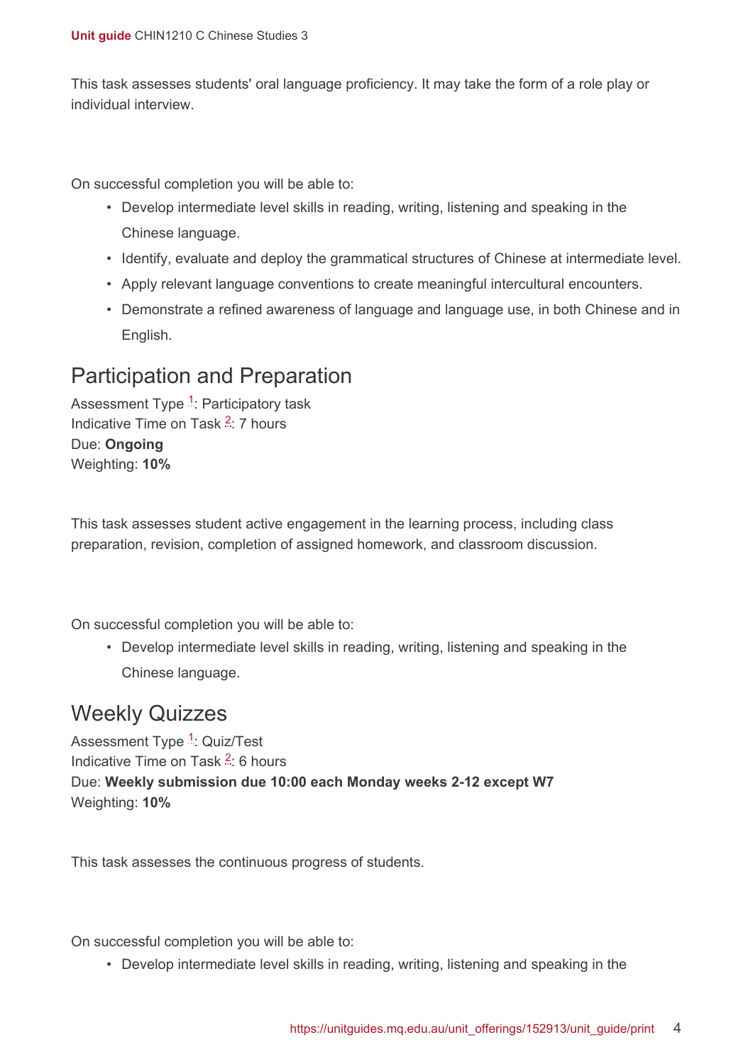This task assesses students' oral language proficiency. It may take the form of a role play or individual interview.

On successful completion you will be able to:

- Develop intermediate level skills in reading, writing, listening and speaking in the Chinese language.
- Identify, evaluate and deploy the grammatical structures of Chinese at intermediate level.
- Apply relevant language conventions to create meaningful intercultural encounters.
- Demonstrate a refined awareness of language and language use, in both Chinese and in English.

## Participation and Preparation

Assessment Type [1]: Participatory task
Indicative Time on Task [2]: 7 hours
Due: **Ongoing**
Weighting: **10%**

This task assesses student active engagement in the learning process, including class preparation, revision, completion of assigned homework, and classroom discussion.

On successful completion you will be able to:

- Develop intermediate level skills in reading, writing, listening and speaking in the Chinese language.

## Weekly Quizzes

Assessment Type [1]: Quiz/Test
Indicative Time on Task [2]: 6 hours
Due: **Weekly submission due 10:00 each Monday weeks 2-12 except W7**
Weighting: **10%**

This task assesses the continuous progress of students.

On successful completion you will be able to:

- Develop intermediate level skills in reading, writing, listening and speaking in the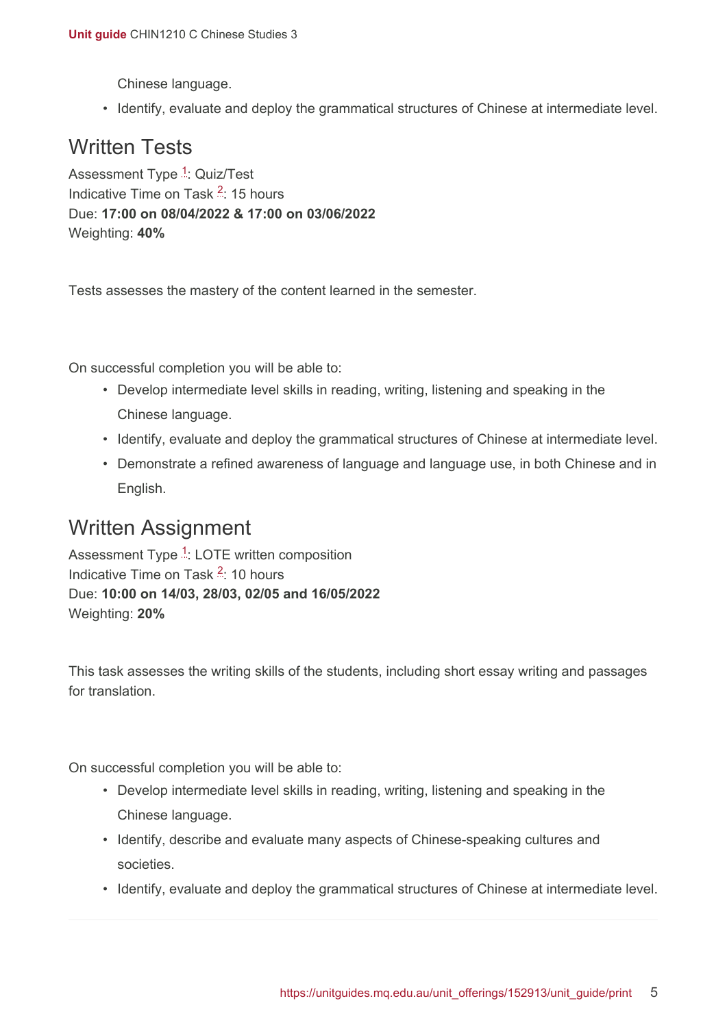Chinese language.

- Identify, evaluate and deploy the grammatical structures of Chinese at intermediate level.

## Written Tests

Assessment Type [1]: Quiz/Test
Indicative Time on Task [2]: 15 hours
Due: **17:00 on 08/04/2022 & 17:00 on 03/06/2022**
Weighting: **40%**

Tests assesses the mastery of the content learned in the semester.

On successful completion you will be able to:

- Develop intermediate level skills in reading, writing, listening and speaking in the Chinese language.
- Identify, evaluate and deploy the grammatical structures of Chinese at intermediate level.
- Demonstrate a refined awareness of language and language use, in both Chinese and in English.

## Written Assignment

Assessment Type [1]: LOTE written composition
Indicative Time on Task [2]: 10 hours
Due: **10:00 on 14/03, 28/03, 02/05 and 16/05/2022**
Weighting: **20%**

This task assesses the writing skills of the students, including short essay writing and passages for translation.

On successful completion you will be able to:

- Develop intermediate level skills in reading, writing, listening and speaking in the Chinese language.
- Identify, describe and evaluate many aspects of Chinese-speaking cultures and societies.
- Identify, evaluate and deploy the grammatical structures of Chinese at intermediate level.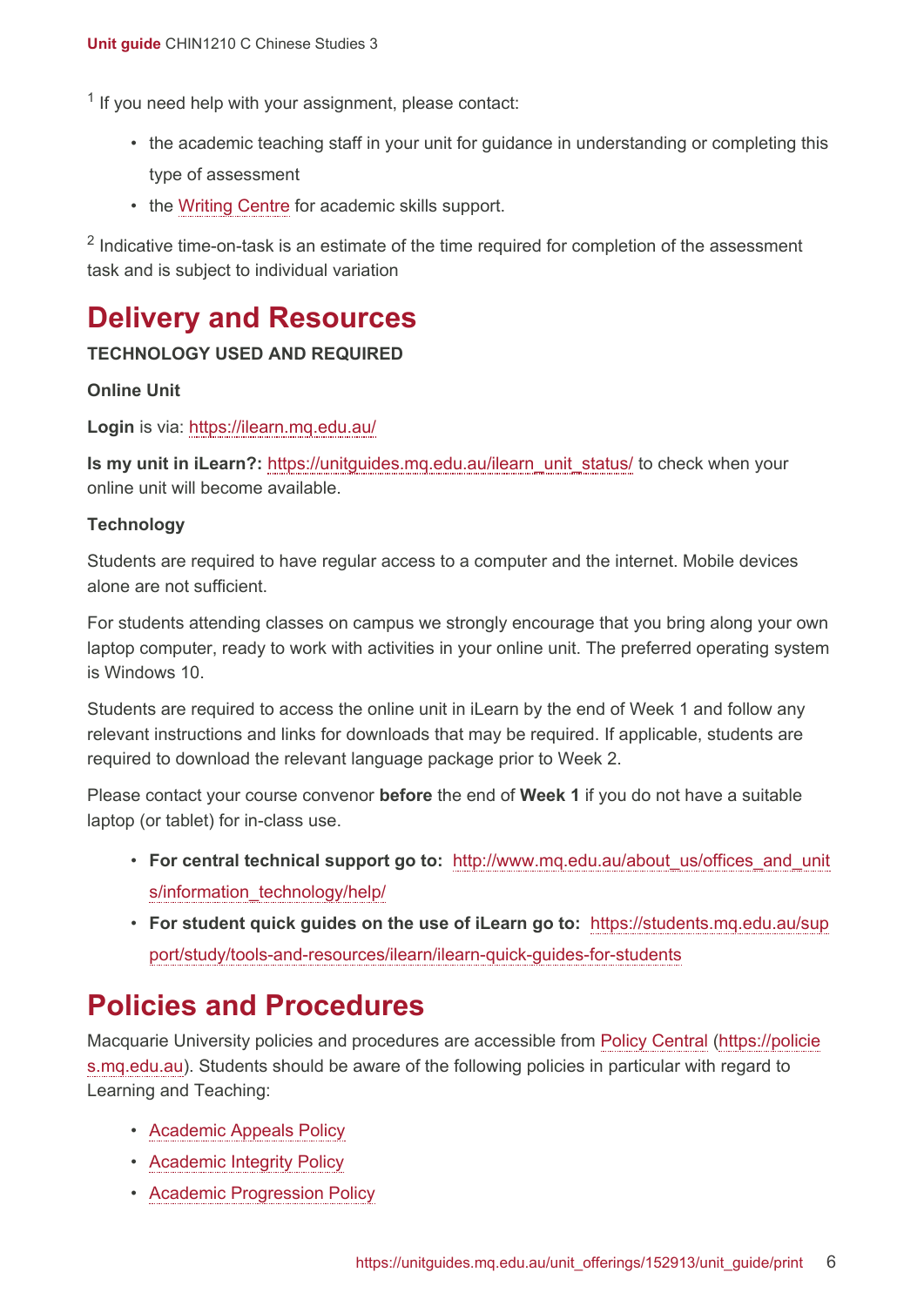[1] If you need help with your assignment, please contact:

- the academic teaching staff in your unit for guidance in understanding or completing this type of assessment
- the Writing Centre for academic skills support.

[2] Indicative time-on-task is an estimate of the time required for completion of the assessment task and is subject to individual variation

# Delivery and Resources

**TECHNOLOGY USED AND REQUIRED**

**Online Unit**

**Login** is via: https://ilearn.mq.edu.au/

**Is my unit in iLearn?:** https://unitguides.mq.edu.au/ilearn_unit_status/ to check when your online unit will become available.

**Technology**

Students are required to have regular access to a computer and the internet. Mobile devices alone are not sufficient.

For students attending classes on campus we strongly encourage that you bring along your own laptop computer, ready to work with activities in your online unit. The preferred operating system is Windows 10.

Students are required to access the online unit in iLearn by the end of Week 1 and follow any relevant instructions and links for downloads that may be required. If applicable, students are required to download the relevant language package prior to Week 2.

Please contact your course convenor **before** the end of **Week 1** if you do not have a suitable laptop (or tablet) for in-class use.

- **For central technical support go to:** http://www.mq.edu.au/about_us/offices_and_units/information_technology/help/
- **For student quick guides on the use of iLearn go to:** https://students.mq.edu.au/support/study/tools-and-resources/ilearn/ilearn-quick-guides-for-students

# Policies and Procedures

Macquarie University policies and procedures are accessible from Policy Central (https://policies.mq.edu.au). Students should be aware of the following policies in particular with regard to Learning and Teaching:

- Academic Appeals Policy
- Academic Integrity Policy
- Academic Progression Policy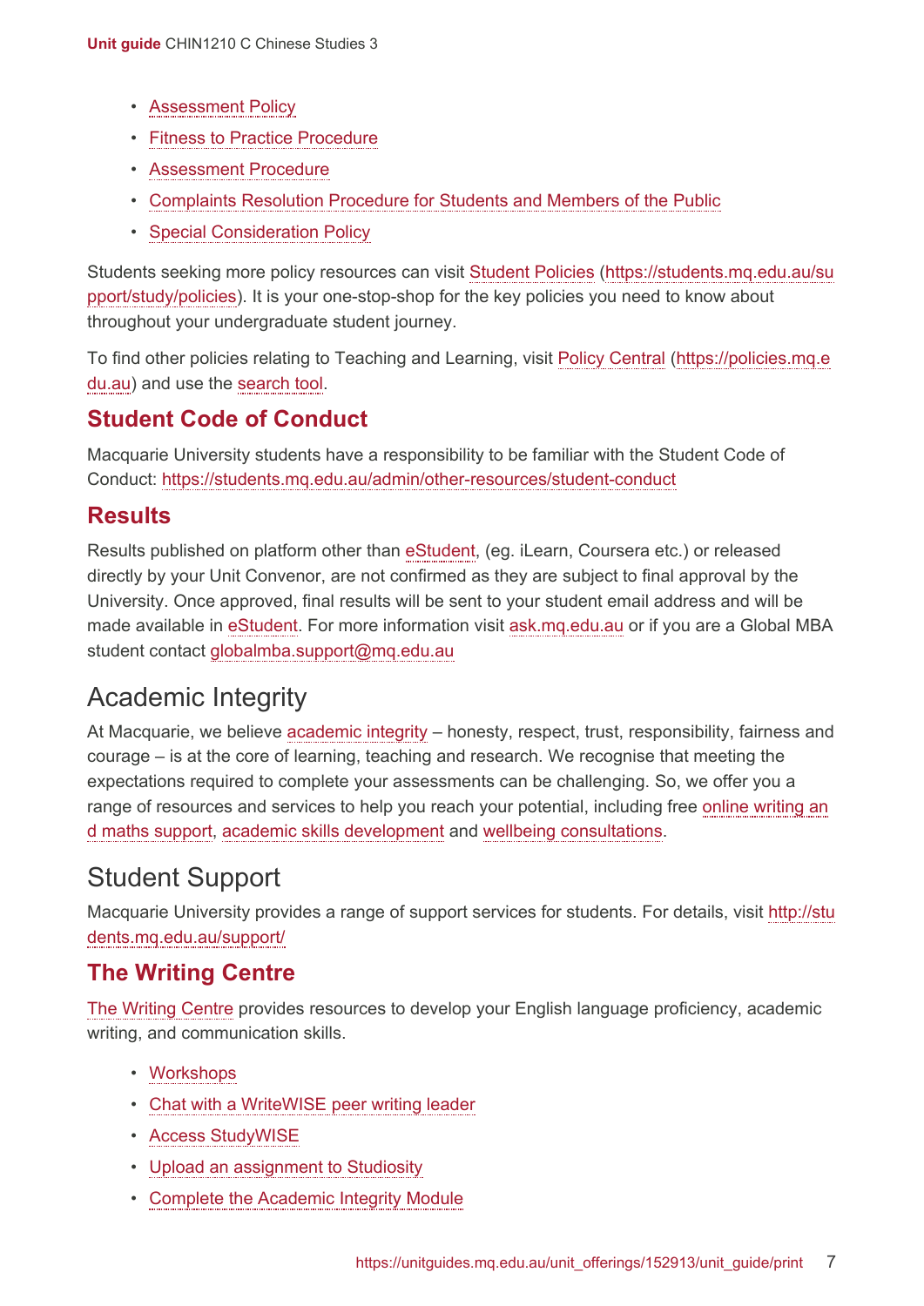- Assessment Policy
- Fitness to Practice Procedure
- Assessment Procedure
- Complaints Resolution Procedure for Students and Members of the Public
- Special Consideration Policy

Students seeking more policy resources can visit Student Policies (https://students.mq.edu.au/support/study/policies). It is your one-stop-shop for the key policies you need to know about throughout your undergraduate student journey.

To find other policies relating to Teaching and Learning, visit Policy Central (https://policies.mq.edu.au) and use the search tool.

## Student Code of Conduct

Macquarie University students have a responsibility to be familiar with the Student Code of Conduct: https://students.mq.edu.au/admin/other-resources/student-conduct

## Results

Results published on platform other than eStudent, (eg. iLearn, Coursera etc.) or released directly by your Unit Convenor, are not confirmed as they are subject to final approval by the University. Once approved, final results will be sent to your student email address and will be made available in eStudent. For more information visit ask.mq.edu.au or if you are a Global MBA student contact globalmba.support@mq.edu.au

# Academic Integrity

At Macquarie, we believe academic integrity – honesty, respect, trust, responsibility, fairness and courage – is at the core of learning, teaching and research. We recognise that meeting the expectations required to complete your assessments can be challenging. So, we offer you a range of resources and services to help you reach your potential, including free online writing and maths support, academic skills development and wellbeing consultations.

# Student Support

Macquarie University provides a range of support services for students. For details, visit http://students.mq.edu.au/support/

## The Writing Centre

The Writing Centre provides resources to develop your English language proficiency, academic writing, and communication skills.

- Workshops
- Chat with a WriteWISE peer writing leader
- Access StudyWISE
- Upload an assignment to Studiosity
- Complete the Academic Integrity Module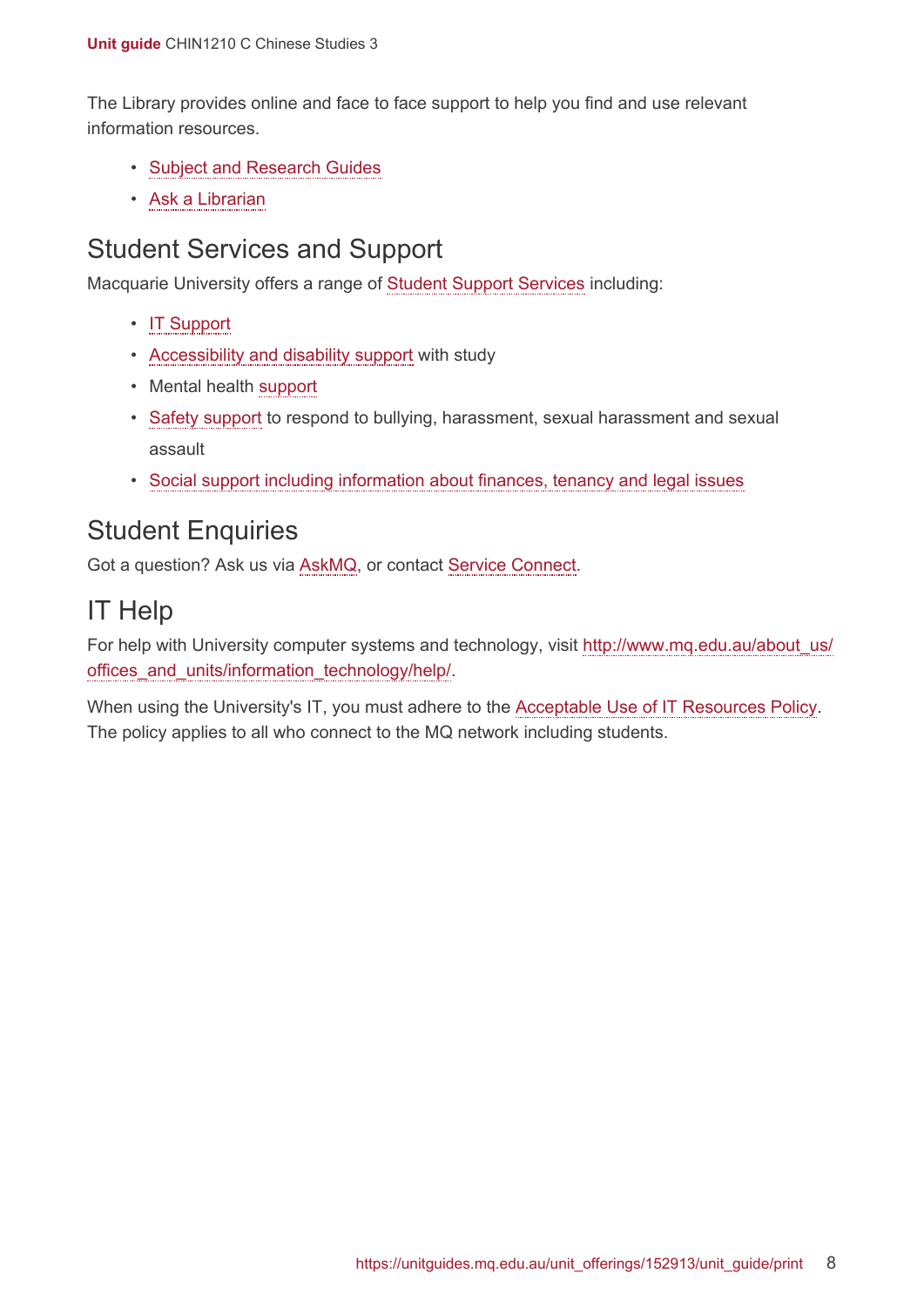The Library provides online and face to face support to help you find and use relevant information resources.

- Subject and Research Guides
- Ask a Librarian

## Student Services and Support

Macquarie University offers a range of Student Support Services including:

- IT Support
- Accessibility and disability support with study
- Mental health support
- Safety support to respond to bullying, harassment, sexual harassment and sexual assault
- Social support including information about finances, tenancy and legal issues

## Student Enquiries

Got a question? Ask us via AskMQ, or contact Service Connect.

## IT Help

For help with University computer systems and technology, visit http://www.mq.edu.au/about_us/offices_and_units/information_technology/help/.

When using the University's IT, you must adhere to the Acceptable Use of IT Resources Policy. The policy applies to all who connect to the MQ network including students.